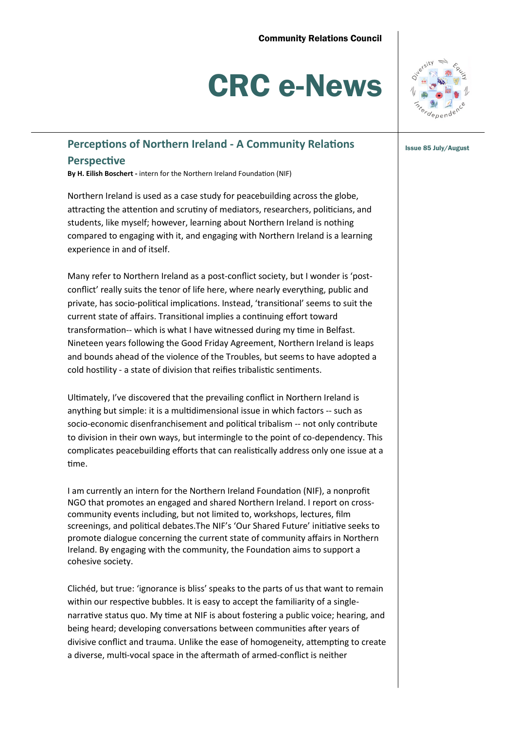Community Relations Council

# CRC e-News

Issue 85 July/August

## Perceptions of Northern Ireland - A Community Relations Perspective

**By H. Eilish Boschert -** intern for the Northern Ireland Foundation (NIF)

Northern Ireland is used as a case study for peacebuilding across the globe, attracting the attention and scrutiny of mediators, researchers, politicians, and students, like myself; however, learning about Northern Ireland is nothing compared to engaging with it, and engaging with Northern Ireland is a learning experience in and of itself.

Many refer to Northern Ireland as a post-conflict society, but I wonder is 'post-conflict' really suits the tenor of life here, where nearly everything, public and private, has socio-political implications. Instead, 'transitional' seems to suit the current state of affairs. Transitional implies a continuing effort toward transformation-- which is what I have witnessed during my time in Belfast. Nineteen years following the Good Friday Agreement, Northern Ireland is leaps and bounds ahead of the violence of the Troubles, but seems to have adopted a cold hostility - a state of division that reifies tribalistic sentiments.

Ultimately, I've discovered that the prevailing conflict in Northern Ireland is anything but simple: it is a multidimensional issue in which factors -- such as socio-economic disenfranchisement and political tribalism -- not only contribute to division in their own ways, but intermingle to the point of co-dependency. This complicates peacebuilding efforts that can realistically address only one issue at a time.

I am currently an intern for the Northern Ireland Foundation (NIF), a nonprofit NGO that promotes an engaged and shared Northern Ireland. I report on cross-community events including, but not limited to, workshops, lectures, film screenings, and political debates.The NIF's 'Our Shared Future' initiative seeks to promote dialogue concerning the current state of community affairs in Northern Ireland. By engaging with the community, the Foundation aims to support a cohesive society.

Clichéd, but true: 'ignorance is bliss' speaks to the parts of us that want to remain within our respective bubbles. It is easy to accept the familiarity of a single-narrative status quo. My time at NIF is about fostering a public voice; hearing, and being heard; developing conversations between communities after years of divisive conflict and trauma. Unlike the ease of homogeneity, attempting to create a diverse, multi-vocal space in the aftermath of armed-conflict is neither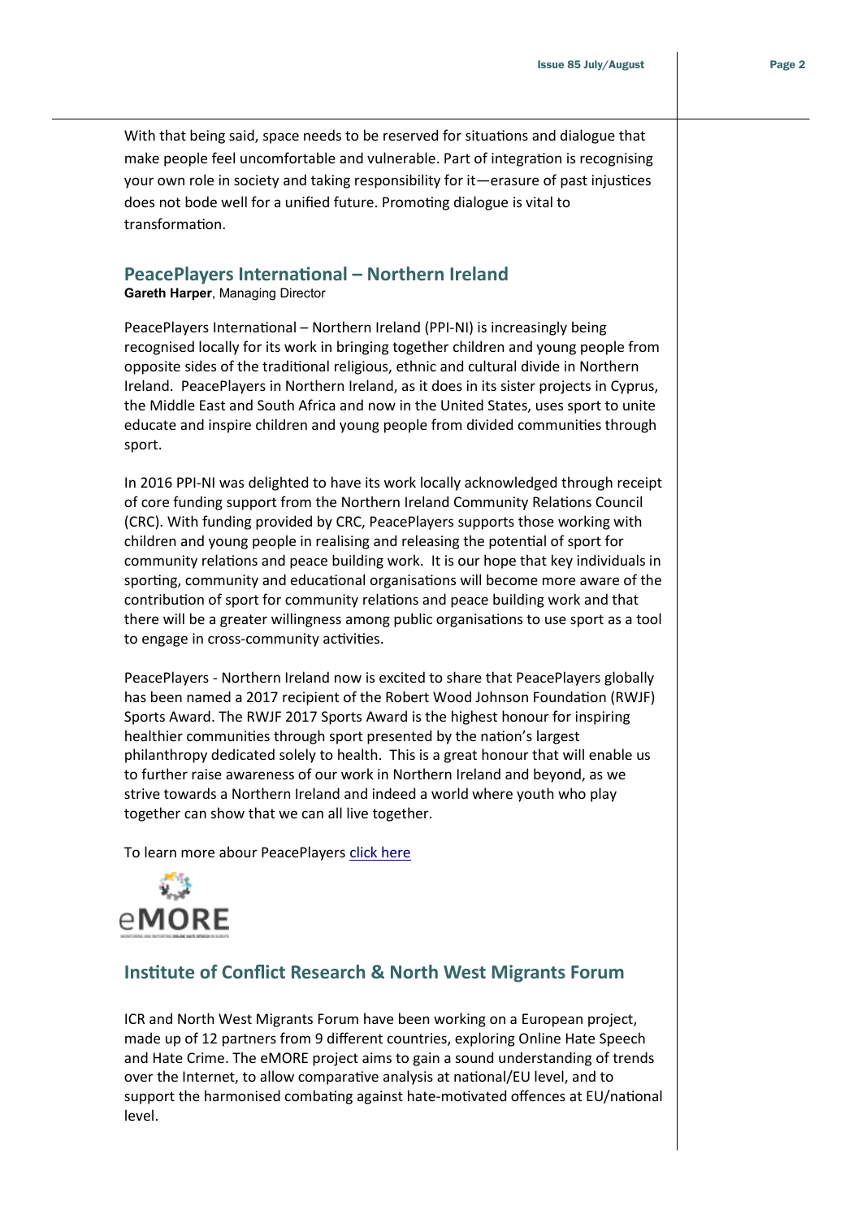With that being said, space needs to be reserved for situations and dialogue that make people feel uncomfortable and vulnerable. Part of integration is recognising your own role in society and taking responsibility for it—erasure of past injustices does not bode well for a unified future. Promoting dialogue is vital to transformation.

## PeacePlayers International – Northern Ireland

**Gareth Harper**, Managing Director

PeacePlayers International – Northern Ireland (PPI-NI) is increasingly being recognised locally for its work in bringing together children and young people from opposite sides of the traditional religious, ethnic and cultural divide in Northern Ireland. PeacePlayers in Northern Ireland, as it does in its sister projects in Cyprus, the Middle East and South Africa and now in the United States, uses sport to unite educate and inspire children and young people from divided communities through sport.

In 2016 PPI-NI was delighted to have its work locally acknowledged through receipt of core funding support from the Northern Ireland Community Relations Council (CRC). With funding provided by CRC, PeacePlayers supports those working with children and young people in realising and releasing the potential of sport for community relations and peace building work. It is our hope that key individuals in sporting, community and educational organisations will become more aware of the contribution of sport for community relations and peace building work and that there will be a greater willingness among public organisations to use sport as a tool to engage in cross-community activities.

PeacePlayers - Northern Ireland now is excited to share that PeacePlayers globally has been named a 2017 recipient of the Robert Wood Johnson Foundation (RWJF) Sports Award. The RWJF 2017 Sports Award is the highest honour for inspiring healthier communities through sport presented by the nation's largest philanthropy dedicated solely to health. This is a great honour that will enable us to further raise awareness of our work in Northern Ireland and beyond, as we strive towards a Northern Ireland and indeed a world where youth who play together can show that we can all live together.

To learn more abour PeacePlayers click here

eMORE

## Institute of Conflict Research & North West Migrants Forum

ICR and North West Migrants Forum have been working on a European project, made up of 12 partners from 9 different countries, exploring Online Hate Speech and Hate Crime. The eMORE project aims to gain a sound understanding of trends over the Internet, to allow comparative analysis at national/EU level, and to support the harmonised combating against hate-motivated offences at EU/national level.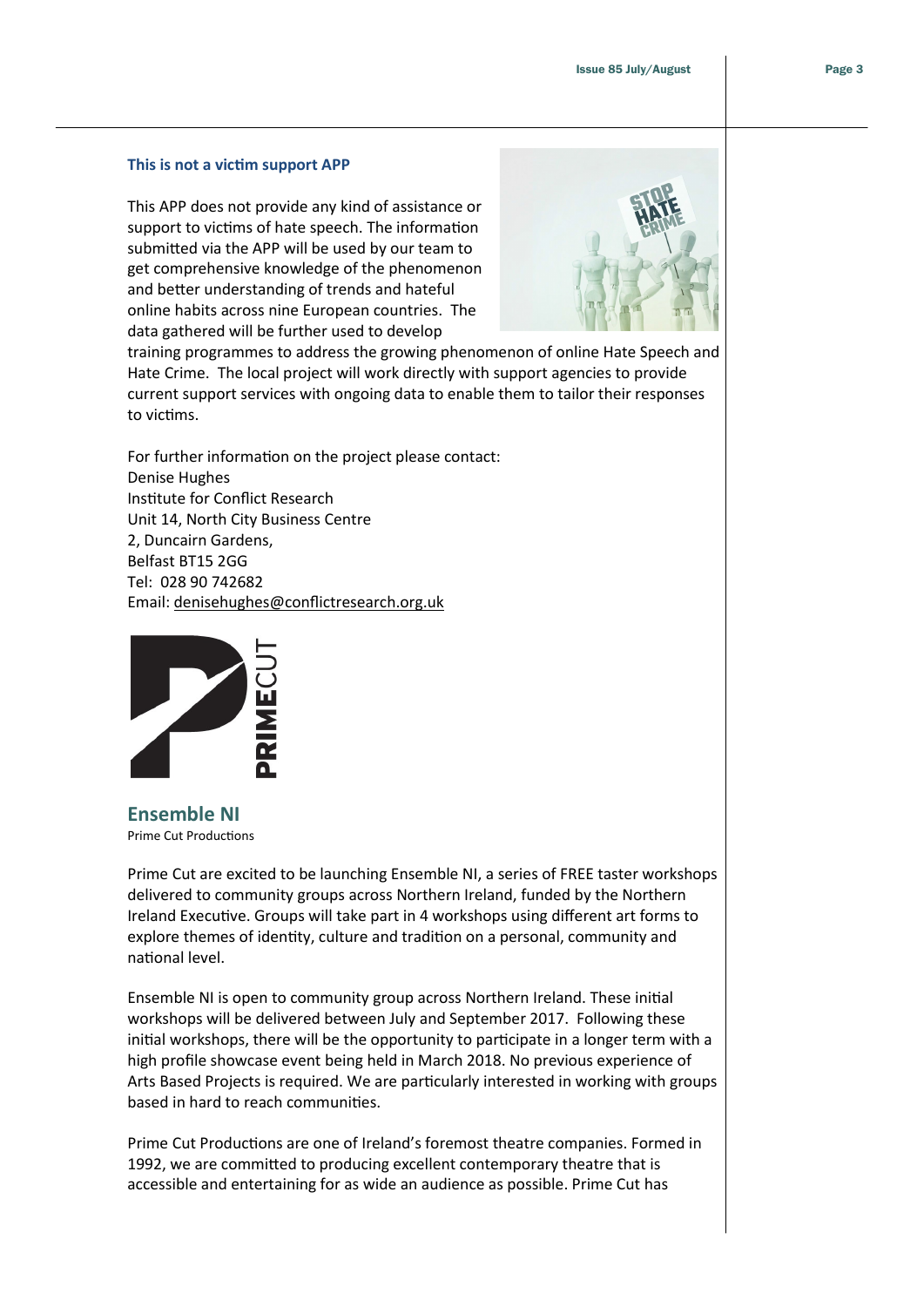### This is not a victim support APP

This APP does not provide any kind of assistance or support to victims of hate speech. The information submitted via the APP will be used by our team to get comprehensive knowledge of the phenomenon and better understanding of trends and hateful online habits across nine European countries. The data gathered will be further used to develop training programmes to address the growing phenomenon of online Hate Speech and Hate Crime. The local project will work directly with support agencies to provide current support services with ongoing data to enable them to tailor their responses to victims.

For further information on the project please contact:
Denise Hughes
Institute for Conflict Research
Unit 14, North City Business Centre
2, Duncairn Gardens,
Belfast BT15 2GG
Tel: 028 90 742682
Email: denisehughes@conflictresearch.org.uk

## Ensemble NI

Prime Cut Productions

Prime Cut are excited to be launching Ensemble NI, a series of FREE taster workshops delivered to community groups across Northern Ireland, funded by the Northern Ireland Executive. Groups will take part in 4 workshops using different art forms to explore themes of identity, culture and tradition on a personal, community and national level.

Ensemble NI is open to community group across Northern Ireland. These initial workshops will be delivered between July and September 2017. Following these initial workshops, there will be the opportunity to participate in a longer term with a high profile showcase event being held in March 2018. No previous experience of Arts Based Projects is required. We are particularly interested in working with groups based in hard to reach communities.

Prime Cut Productions are one of Ireland's foremost theatre companies. Formed in 1992, we are committed to producing excellent contemporary theatre that is accessible and entertaining for as wide an audience as possible. Prime Cut has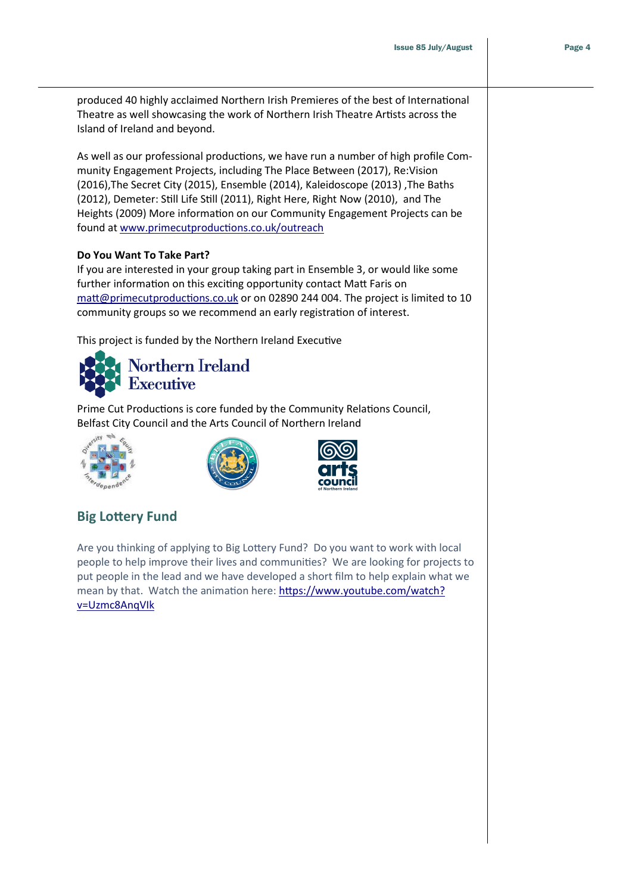produced 40 highly acclaimed Northern Irish Premieres of the best of International Theatre as well showcasing the work of Northern Irish Theatre Artists across the Island of Ireland and beyond.

As well as our professional productions, we have run a number of high profile Community Engagement Projects, including The Place Between (2017), Re:Vision (2016),The Secret City (2015), Ensemble (2014), Kaleidoscope (2013) ,The Baths (2012), Demeter: Still Life Still (2011), Right Here, Right Now (2010), and The Heights (2009) More information on our Community Engagement Projects can be found at www.primecutproductions.co.uk/outreach

**Do You Want To Take Part?**
If you are interested in your group taking part in Ensemble 3, or would like some further information on this exciting opportunity contact Matt Faris on matt@primecutproductions.co.uk or on 02890 244 004. The project is limited to 10 community groups so we recommend an early registration of interest.

This project is funded by the Northern Ireland Executive

Northern Ireland Executive

Prime Cut Productions is core funded by the Community Relations Council, Belfast City Council and the Arts Council of Northern Ireland

## Big Lottery Fund

Are you thinking of applying to Big Lottery Fund? Do you want to work with local people to help improve their lives and communities? We are looking for projects to put people in the lead and we have developed a short film to help explain what we mean by that. Watch the animation here: https://www.youtube.com/watch?v=Uzmc8AnqVlk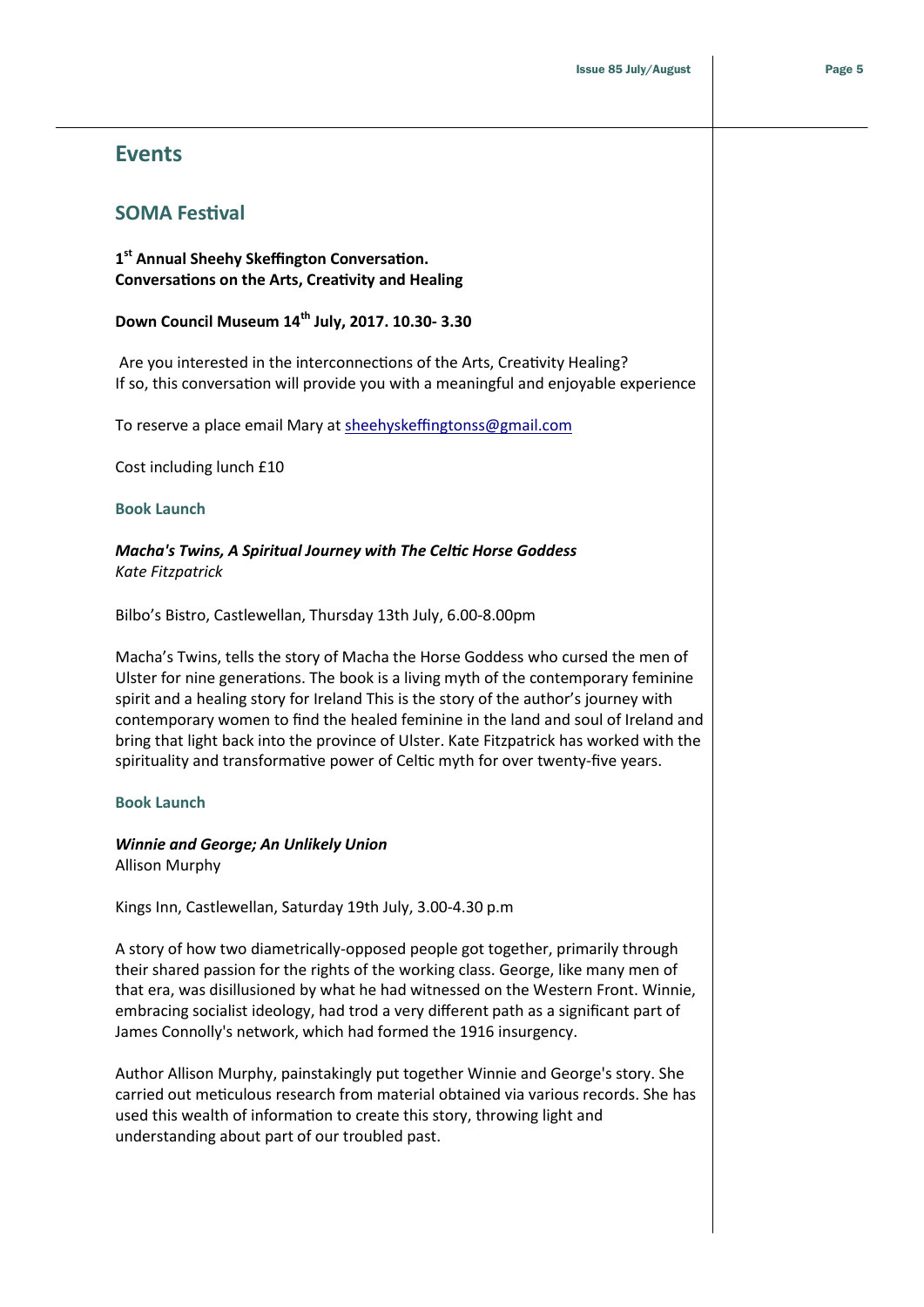# Events

## SOMA Festival

**1st Annual Sheehy Skeffington Conversation.**
**Conversations on the Arts, Creativity and Healing**

**Down Council Museum 14th July, 2017. 10.30- 3.30**

Are you interested in the interconnections of the Arts, Creativity Healing?
If so, this conversation will provide you with a meaningful and enjoyable experience

To reserve a place email Mary at sheehyskeffingtonss@gmail.com

Cost including lunch £10

### Book Launch

***Macha's Twins, A Spiritual Journey with The Celtic Horse Goddess***
*Kate Fitzpatrick*

Bilbo's Bistro, Castlewellan, Thursday 13th July, 6.00-8.00pm

Macha's Twins, tells the story of Macha the Horse Goddess who cursed the men of Ulster for nine generations. The book is a living myth of the contemporary feminine spirit and a healing story for Ireland This is the story of the author's journey with contemporary women to find the healed feminine in the land and soul of Ireland and bring that light back into the province of Ulster. Kate Fitzpatrick has worked with the spirituality and transformative power of Celtic myth for over twenty-five years.

### Book Launch

***Winnie and George; An Unlikely Union***
Allison Murphy

Kings Inn, Castlewellan, Saturday 19th July, 3.00-4.30 p.m

A story of how two diametrically-opposed people got together, primarily through their shared passion for the rights of the working class. George, like many men of that era, was disillusioned by what he had witnessed on the Western Front. Winnie, embracing socialist ideology, had trod a very different path as a significant part of James Connolly's network, which had formed the 1916 insurgency.

Author Allison Murphy, painstakingly put together Winnie and George's story. She carried out meticulous research from material obtained via various records. She has used this wealth of information to create this story, throwing light and understanding about part of our troubled past.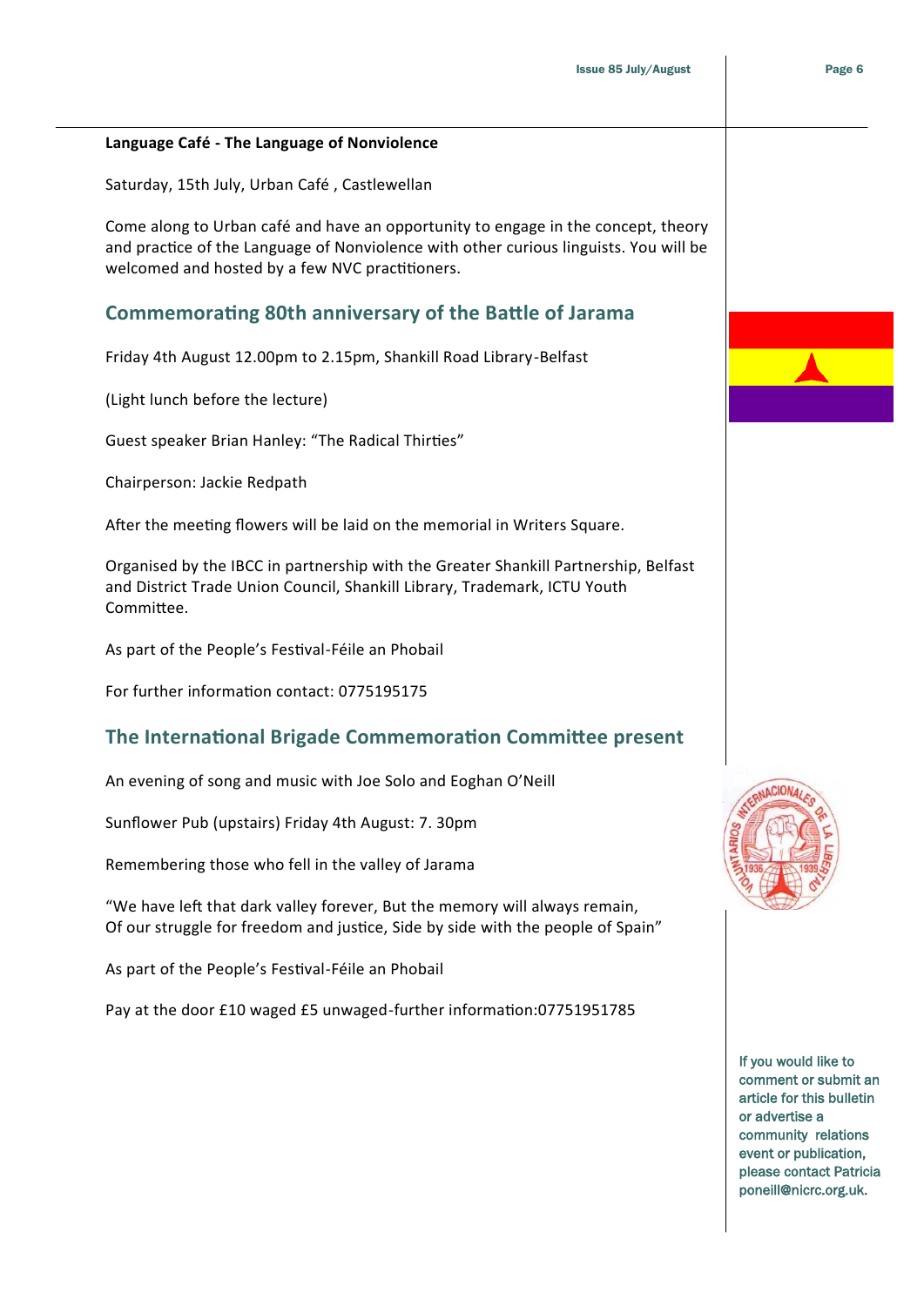**Language Café - The Language of Nonviolence**

Saturday, 15th July, Urban Café , Castlewellan

Come along to Urban café and have an opportunity to engage in the concept, theory and practice of the Language of Nonviolence with other curious linguists. You will be welcomed and hosted by a few NVC practitioners.

## Commemorating 80th anniversary of the Battle of Jarama

Friday 4th August 12.00pm to 2.15pm, Shankill Road Library-Belfast

(Light lunch before the lecture)

Guest speaker Brian Hanley: "The Radical Thirties"

Chairperson: Jackie Redpath

After the meeting flowers will be laid on the memorial in Writers Square.

Organised by the IBCC in partnership with the Greater Shankill Partnership, Belfast and District Trade Union Council, Shankill Library, Trademark, ICTU Youth Committee.

As part of the People's Festival-Féile an Phobail

For further information contact: 0775195175

## The International Brigade Commemoration Committee present

An evening of song and music with Joe Solo and Eoghan O'Neill

Sunflower Pub (upstairs) Friday 4th August: 7. 30pm

Remembering those who fell in the valley of Jarama

"We have left that dark valley forever, But the memory will always remain,
Of our struggle for freedom and justice, Side by side with the people of Spain"

As part of the People's Festival-Féile an Phobail

Pay at the door £10 waged £5 unwaged-further information:07751951785

If you would like to comment or submit an article for this bulletin or advertise a community relations event or publication, please contact Patricia poneill@nicrc.org.uk.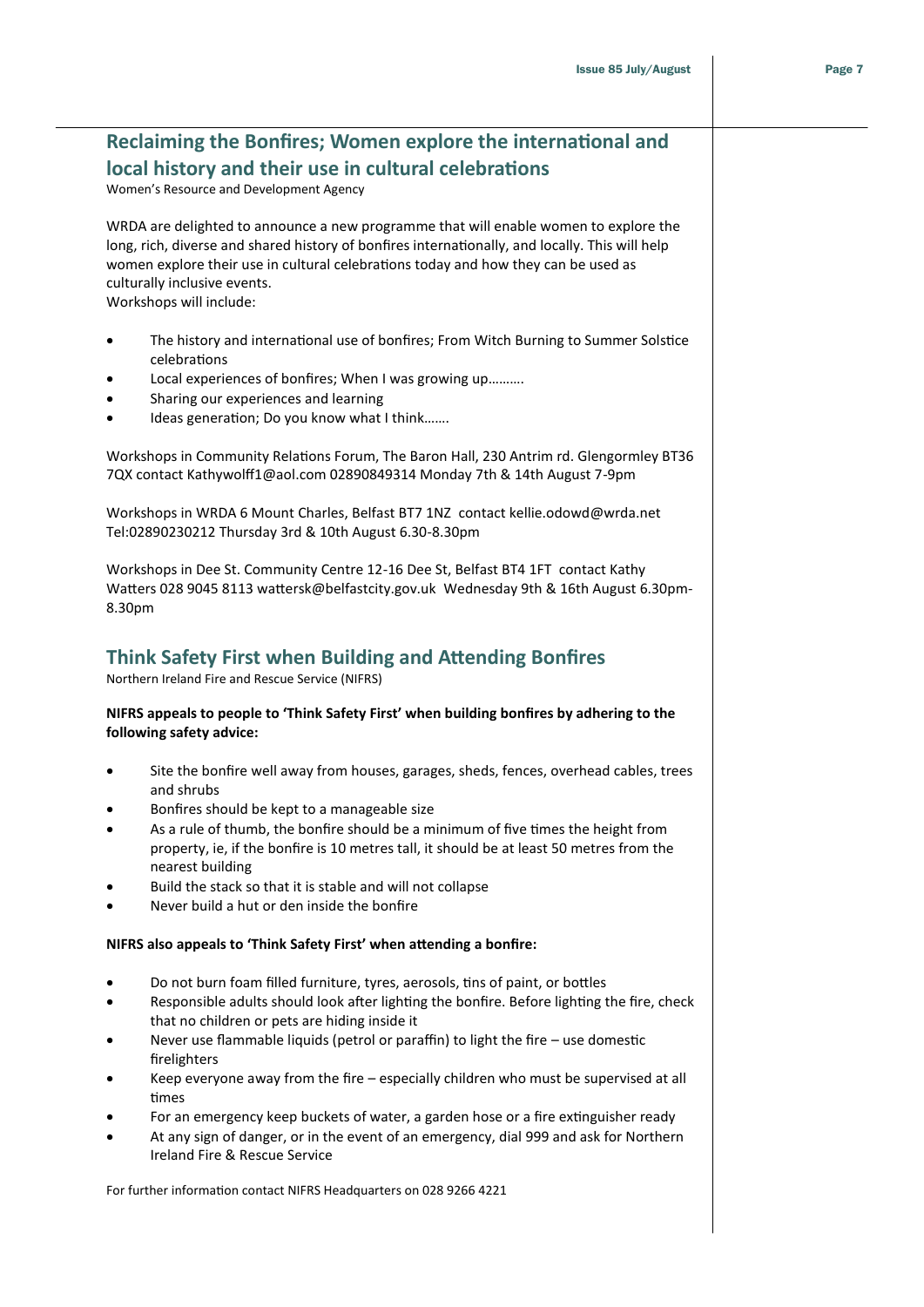## Reclaiming the Bonfires; Women explore the international and local history and their use in cultural celebrations

Women's Resource and Development Agency

WRDA are delighted to announce a new programme that will enable women to explore the long, rich, diverse and shared history of bonfires internationally, and locally. This will help women explore their use in cultural celebrations today and how they can be used as culturally inclusive events.
Workshops will include:

- The history and international use of bonfires; From Witch Burning to Summer Solstice celebrations
- Local experiences of bonfires; When I was growing up……….
- Sharing our experiences and learning
- Ideas generation; Do you know what I think…….

Workshops in Community Relations Forum, The Baron Hall, 230 Antrim rd. Glengormley BT36 7QX contact Kathywolff1@aol.com 02890849314 Monday 7th & 14th August 7-9pm

Workshops in WRDA 6 Mount Charles, Belfast BT7 1NZ contact kellie.odowd@wrda.net Tel:02890230212 Thursday 3rd & 10th August 6.30-8.30pm

Workshops in Dee St. Community Centre 12-16 Dee St, Belfast BT4 1FT contact Kathy Watters 028 9045 8113 wattersk@belfastcity.gov.uk Wednesday 9th & 16th August 6.30pm-8.30pm

## Think Safety First when Building and Attending Bonfires

Northern Ireland Fire and Rescue Service (NIFRS)

**NIFRS appeals to people to 'Think Safety First' when building bonfires by adhering to the following safety advice:**

- Site the bonfire well away from houses, garages, sheds, fences, overhead cables, trees and shrubs
- Bonfires should be kept to a manageable size
- As a rule of thumb, the bonfire should be a minimum of five times the height from property, ie, if the bonfire is 10 metres tall, it should be at least 50 metres from the nearest building
- Build the stack so that it is stable and will not collapse
- Never build a hut or den inside the bonfire

**NIFRS also appeals to 'Think Safety First' when attending a bonfire:**

- Do not burn foam filled furniture, tyres, aerosols, tins of paint, or bottles
- Responsible adults should look after lighting the bonfire. Before lighting the fire, check that no children or pets are hiding inside it
- Never use flammable liquids (petrol or paraffin) to light the fire – use domestic firelighters
- Keep everyone away from the fire – especially children who must be supervised at all times
- For an emergency keep buckets of water, a garden hose or a fire extinguisher ready
- At any sign of danger, or in the event of an emergency, dial 999 and ask for Northern Ireland Fire & Rescue Service

For further information contact NIFRS Headquarters on 028 9266 4221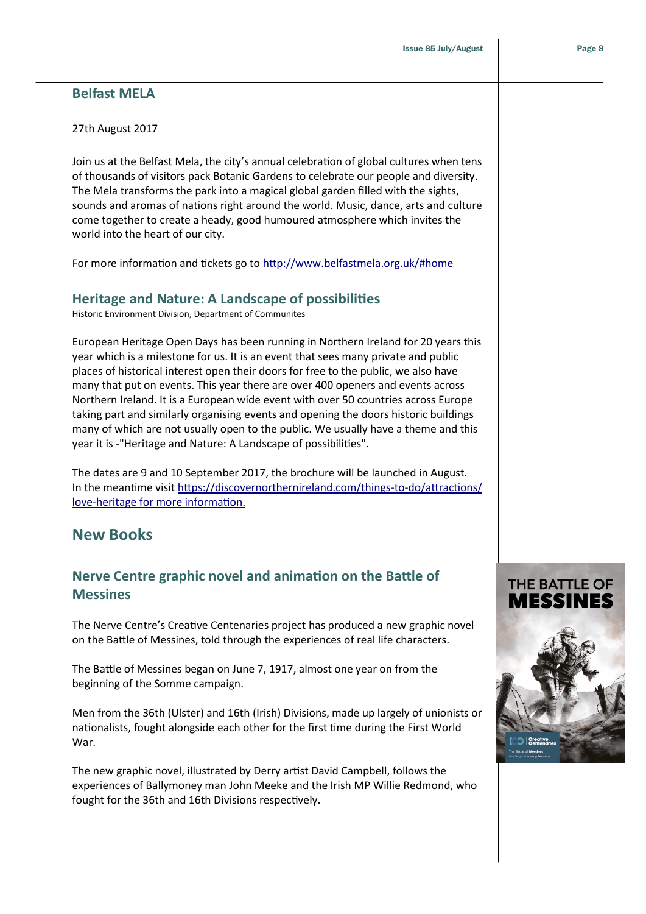## Belfast MELA

27th August 2017

Join us at the Belfast Mela, the city's annual celebration of global cultures when tens of thousands of visitors pack Botanic Gardens to celebrate our people and diversity. The Mela transforms the park into a magical global garden filled with the sights, sounds and aromas of nations right around the world. Music, dance, arts and culture come together to create a heady, good humoured atmosphere which invites the world into the heart of our city.

For more information and tickets go to http://www.belfastmela.org.uk/#home

## Heritage and Nature: A Landscape of possibilities

Historic Environment Division, Department of Communites

European Heritage Open Days has been running in Northern Ireland for 20 years this year which is a milestone for us. It is an event that sees many private and public places of historical interest open their doors for free to the public, we also have many that put on events. This year there are over 400 openers and events across Northern Ireland. It is a European wide event with over 50 countries across Europe taking part and similarly organising events and opening the doors historic buildings many of which are not usually open to the public. We usually have a theme and this year it is -"Heritage and Nature: A Landscape of possibilities".

The dates are 9 and 10 September 2017, the brochure will be launched in August. In the meantime visit https://discovernorthernireland.com/things-to-do/attractions/love-heritage for more information.

# New Books

## Nerve Centre graphic novel and animation on the Battle of Messines

The Nerve Centre's Creative Centenaries project has produced a new graphic novel on the Battle of Messines, told through the experiences of real life characters.

The Battle of Messines began on June 7, 1917, almost one year on from the beginning of the Somme campaign.

Men from the 36th (Ulster) and 16th (Irish) Divisions, made up largely of unionists or nationalists, fought alongside each other for the first time during the First World War.

The new graphic novel, illustrated by Derry artist David Campbell, follows the experiences of Ballymoney man John Meeke and the Irish MP Willie Redmond, who fought for the 36th and 16th Divisions respectively.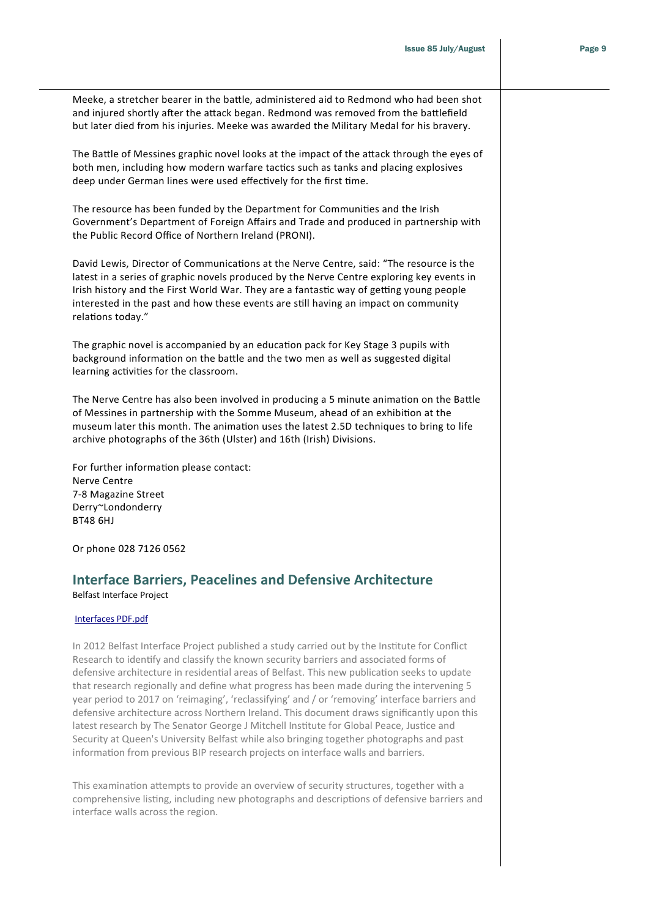Meeke, a stretcher bearer in the battle, administered aid to Redmond who had been shot and injured shortly after the attack began. Redmond was removed from the battlefield but later died from his injuries. Meeke was awarded the Military Medal for his bravery.

The Battle of Messines graphic novel looks at the impact of the attack through the eyes of both men, including how modern warfare tactics such as tanks and placing explosives deep under German lines were used effectively for the first time.

The resource has been funded by the Department for Communities and the Irish Government's Department of Foreign Affairs and Trade and produced in partnership with the Public Record Office of Northern Ireland (PRONI).

David Lewis, Director of Communications at the Nerve Centre, said: "The resource is the latest in a series of graphic novels produced by the Nerve Centre exploring key events in Irish history and the First World War. They are a fantastic way of getting young people interested in the past and how these events are still having an impact on community relations today."

The graphic novel is accompanied by an education pack for Key Stage 3 pupils with background information on the battle and the two men as well as suggested digital learning activities for the classroom.

The Nerve Centre has also been involved in producing a 5 minute animation on the Battle of Messines in partnership with the Somme Museum, ahead of an exhibition at the museum later this month. The animation uses the latest 2.5D techniques to bring to life archive photographs of the 36th (Ulster) and 16th (Irish) Divisions.

For further information please contact:
Nerve Centre
7-8 Magazine Street
Derry~Londonderry
BT48 6HJ

Or phone 028 7126 0562

## Interface Barriers, Peacelines and Defensive Architecture

Belfast Interface Project

Interfaces PDF.pdf

In 2012 Belfast Interface Project published a study carried out by the Institute for Conflict Research to identify and classify the known security barriers and associated forms of defensive architecture in residential areas of Belfast. This new publication seeks to update that research regionally and define what progress has been made during the intervening 5 year period to 2017 on 'reimaging', 'reclassifying' and / or 'removing' interface barriers and defensive architecture across Northern Ireland. This document draws significantly upon this latest research by The Senator George J Mitchell Institute for Global Peace, Justice and Security at Queen's University Belfast while also bringing together photographs and past information from previous BIP research projects on interface walls and barriers.

This examination attempts to provide an overview of security structures, together with a comprehensive listing, including new photographs and descriptions of defensive barriers and interface walls across the region.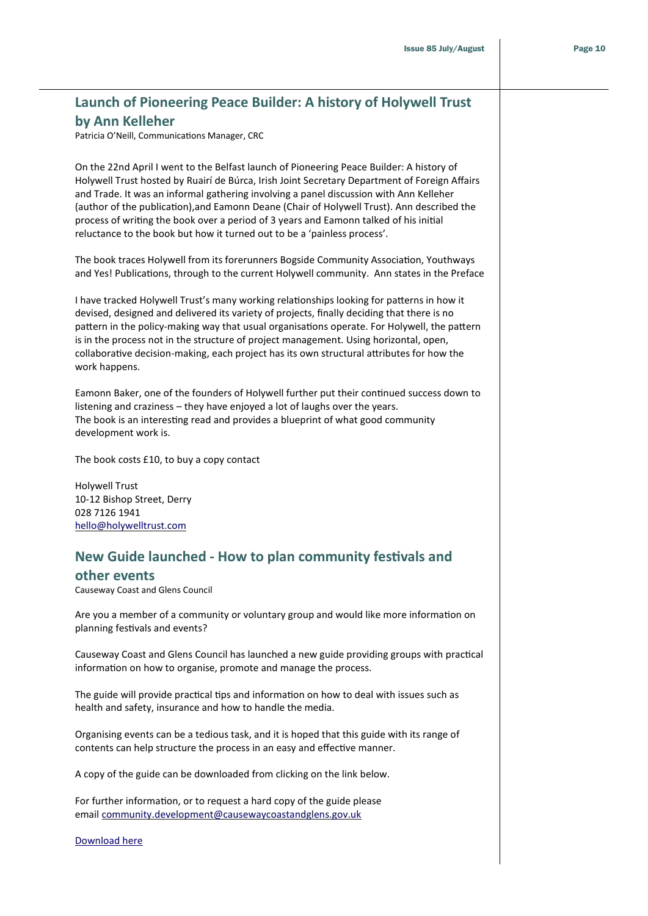## Launch of Pioneering Peace Builder: A history of Holywell Trust by Ann Kelleher

Patricia O'Neill, Communications Manager, CRC

On the 22nd April I went to the Belfast launch of Pioneering Peace Builder: A history of Holywell Trust hosted by Ruairí de Búrca, Irish Joint Secretary Department of Foreign Affairs and Trade. It was an informal gathering involving a panel discussion with Ann Kelleher (author of the publication),and Eamonn Deane (Chair of Holywell Trust). Ann described the process of writing the book over a period of 3 years and Eamonn talked of his initial reluctance to the book but how it turned out to be a 'painless process'.

The book traces Holywell from its forerunners Bogside Community Association, Youthways and Yes! Publications, through to the current Holywell community. Ann states in the Preface

I have tracked Holywell Trust's many working relationships looking for patterns in how it devised, designed and delivered its variety of projects, finally deciding that there is no pattern in the policy-making way that usual organisations operate. For Holywell, the pattern is in the process not in the structure of project management. Using horizontal, open, collaborative decision-making, each project has its own structural attributes for how the work happens.

Eamonn Baker, one of the founders of Holywell further put their continued success down to listening and craziness – they have enjoyed a lot of laughs over the years.
The book is an interesting read and provides a blueprint of what good community development work is.

The book costs £10, to buy a copy contact

Holywell Trust
10-12 Bishop Street, Derry
028 7126 1941
hello@holywelltrust.com

## New Guide launched - How to plan community festivals and other events

Causeway Coast and Glens Council

Are you a member of a community or voluntary group and would like more information on planning festivals and events?

Causeway Coast and Glens Council has launched a new guide providing groups with practical information on how to organise, promote and manage the process.

The guide will provide practical tips and information on how to deal with issues such as health and safety, insurance and how to handle the media.

Organising events can be a tedious task, and it is hoped that this guide with its range of contents can help structure the process in an easy and effective manner.

A copy of the guide can be downloaded from clicking on the link below.

For further information, or to request a hard copy of the guide please email community.development@causewaycoastandglens.gov.uk

Download here